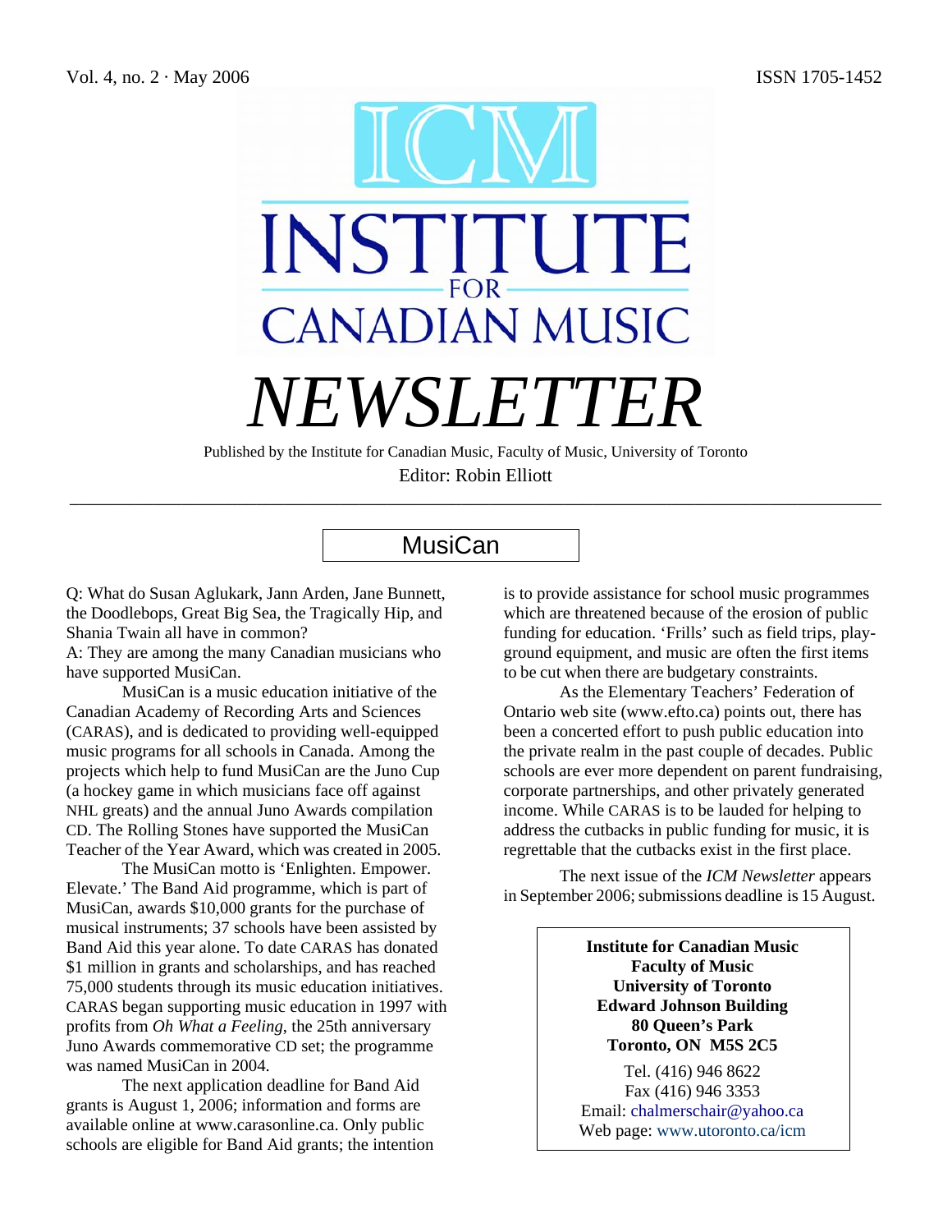Vol. 4, no. 2 · May 2006 ISSN 1705-1452

# ICM INSTITUTE FOR CANADIAN MUSIC

# *NEWSLETTER*

Published by the Institute for Canadian Music, Faculty of Music, University of Toronto

Editor: Robin Elliott

## MusiCan

Q: What do Susan Aglukark, Jann Arden, Jane Bunnett, the Doodlebops, Great Big Sea, the Tragically Hip, and Shania Twain all have in common?

A: They are among the many Canadian musicians who have supported MusiCan.

MusiCan is a music education initiative of the Canadian Academy of Recording Arts and Sciences (CARAS), and is dedicated to providing well-equipped music programs for all schools in Canada. Among the projects which help to fund MusiCan are the Juno Cup (a hockey game in which musicians face off against NHL greats) and the annual Juno Awards compilation CD. The Rolling Stones have supported the MusiCan Teacher of the Year Award, which was created in 2005.

The MusiCan motto is 'Enlighten. Empower. Elevate.' The Band Aid programme, which is part of MusiCan, awards $10,000 grants for the purchase of musical instruments; 37 schools have been assisted by Band Aid this year alone. To date CARAS has donated $1 million in grants and scholarships, and has reached 75,000 students through its music education initiatives. CARAS began supporting music education in 1997 with profits from *Oh What a Feeling*, the 25th anniversary Juno Awards commemorative CD set; the programme was named MusiCan in 2004.

The next application deadline for Band Aid grants is August 1, 2006; information and forms are available online at www.carasonline.ca. Only public schools are eligible for Band Aid grants; the intention is to provide assistance for school music programmes which are threatened because of the erosion of public funding for education. 'Frills' such as field trips, playground equipment, and music are often the first items to be cut when there are budgetary constraints.

As the Elementary Teachers' Federation of Ontario web site (www.efto.ca) points out, there has been a concerted effort to push public education into the private realm in the past couple of decades. Public schools are ever more dependent on parent fundraising, corporate partnerships, and other privately generated income. While CARAS is to be lauded for helping to address the cutbacks in public funding for music, it is regrettable that the cutbacks exist in the first place.

The next issue of the *ICM Newsletter* appears in September 2006; submissions deadline is 15 August.

**Institute for Canadian Music**
**Faculty of Music**
**University of Toronto**
**Edward Johnson Building**
**80 Queen's Park**
**Toronto, ON M5S 2C5**

Tel. (416) 946 8622
Fax (416) 946 3353
Email: chalmerschair@yahoo.ca
Web page: www.utoronto.ca/icm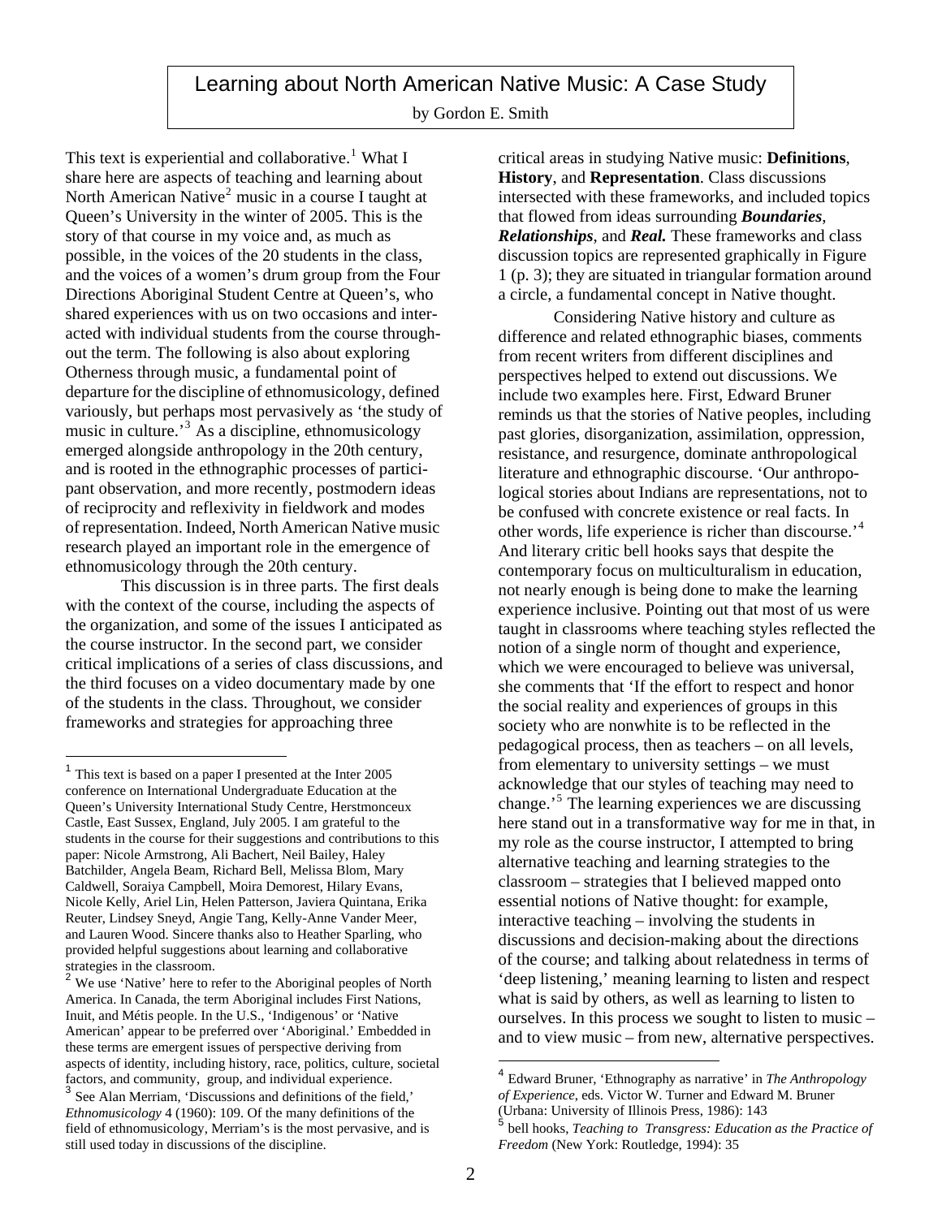# Learning about North American Native Music: A Case Study

by Gordon E. Smith

This text is experiential and collaborative.[1] What I share here are aspects of teaching and learning about North American Native[2] music in a course I taught at Queen's University in the winter of 2005. This is the story of that course in my voice and, as much as possible, in the voices of the 20 students in the class, and the voices of a women's drum group from the Four Directions Aboriginal Student Centre at Queen's, who shared experiences with us on two occasions and interacted with individual students from the course throughout the term. The following is also about exploring Otherness through music, a fundamental point of departure for the discipline of ethnomusicology, defined variously, but perhaps most pervasively as 'the study of music in culture.'[3] As a discipline, ethnomusicology emerged alongside anthropology in the 20th century, and is rooted in the ethnographic processes of participant observation, and more recently, postmodern ideas of reciprocity and reflexivity in fieldwork and modes of representation. Indeed, North American Native music research played an important role in the emergence of ethnomusicology through the 20th century.

This discussion is in three parts. The first deals with the context of the course, including the aspects of the organization, and some of the issues I anticipated as the course instructor. In the second part, we consider critical implications of a series of class discussions, and the third focuses on a video documentary made by one of the students in the class. Throughout, we consider frameworks and strategies for approaching three critical areas in studying Native music: **Definitions**, **History**, and **Representation**. Class discussions intersected with these frameworks, and included topics that flowed from ideas surrounding ***Boundaries***, ***Relationships***, and ***Real.*** These frameworks and class discussion topics are represented graphically in Figure 1 (p. 3); they are situated in triangular formation around a circle, a fundamental concept in Native thought.

Considering Native history and culture as difference and related ethnographic biases, comments from recent writers from different disciplines and perspectives helped to extend out discussions. We include two examples here. First, Edward Bruner reminds us that the stories of Native peoples, including past glories, disorganization, assimilation, oppression, resistance, and resurgence, dominate anthropological literature and ethnographic discourse. 'Our anthropological stories about Indians are representations, not to be confused with concrete existence or real facts. In other words, life experience is richer than discourse.'[4] And literary critic bell hooks says that despite the contemporary focus on multiculturalism in education, not nearly enough is being done to make the learning experience inclusive. Pointing out that most of us were taught in classrooms where teaching styles reflected the notion of a single norm of thought and experience, which we were encouraged to believe was universal, she comments that 'If the effort to respect and honor the social reality and experiences of groups in this society who are nonwhite is to be reflected in the pedagogical process, then as teachers – on all levels, from elementary to university settings – we must acknowledge that our styles of teaching may need to change.'[5] The learning experiences we are discussing here stand out in a transformative way for me in that, in my role as the course instructor, I attempted to bring alternative teaching and learning strategies to the classroom – strategies that I believed mapped onto essential notions of Native thought: for example, interactive teaching – involving the students in discussions and decision-making about the directions of the course; and talking about relatedness in terms of 'deep listening,' meaning learning to listen and respect what is said by others, as well as learning to listen to ourselves. In this process we sought to listen to music – and to view music – from new, alternative perspectives.

---

[1] This text is based on a paper I presented at the Inter 2005 conference on International Undergraduate Education at the Queen's University International Study Centre, Herstmonceux Castle, East Sussex, England, July 2005. I am grateful to the students in the course for their suggestions and contributions to this paper: Nicole Armstrong, Ali Bachert, Neil Bailey, Haley Batchilder, Angela Beam, Richard Bell, Melissa Blom, Mary Caldwell, Soraiya Campbell, Moira Demorest, Hilary Evans, Nicole Kelly, Ariel Lin, Helen Patterson, Javiera Quintana, Erika Reuter, Lindsey Sneyd, Angie Tang, Kelly-Anne Vander Meer, and Lauren Wood. Sincere thanks also to Heather Sparling, who provided helpful suggestions about learning and collaborative strategies in the classroom.

[2] We use 'Native' here to refer to the Aboriginal peoples of North America. In Canada, the term Aboriginal includes First Nations, Inuit, and Métis people. In the U.S., 'Indigenous' or 'Native American' appear to be preferred over 'Aboriginal.' Embedded in these terms are emergent issues of perspective deriving from aspects of identity, including history, race, politics, culture, societal factors, and community, group, and individual experience.

[3] See Alan Merriam, 'Discussions and definitions of the field,' *Ethnomusicology* 4 (1960): 109. Of the many definitions of the field of ethnomusicology, Merriam's is the most pervasive, and is still used today in discussions of the discipline.

[4] Edward Bruner, 'Ethnography as narrative' in *The Anthropology of Experience*, eds. Victor W. Turner and Edward M. Bruner (Urbana: University of Illinois Press, 1986): 143

[5] bell hooks, *Teaching to Transgress: Education as the Practice of Freedom* (New York: Routledge, 1994): 35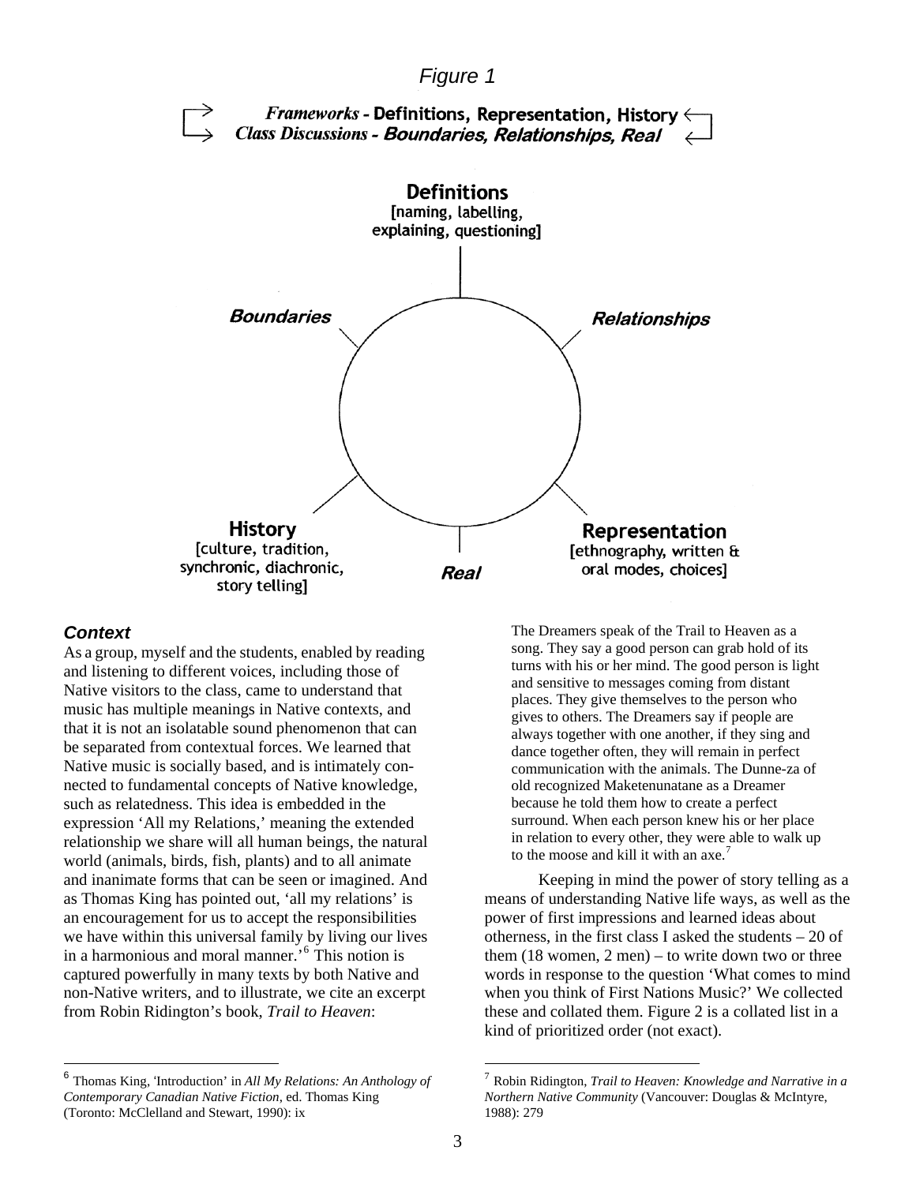*Figure 1*

***Frameworks*** **- Definitions, Representation, History**
***Class Discussions*** **-** ***Boundaries, Relationships, Real***

**Definitions**
[naming, labelling, explaining, questioning]

***Boundaries***

***Relationships***

**History**
[culture, tradition, synchronic, diachronic, story telling]

***Real***

**Representation**
[ethnography, written & oral modes, choices]

### *Context*

As a group, myself and the students, enabled by reading and listening to different voices, including those of Native visitors to the class, came to understand that music has multiple meanings in Native contexts, and that it is not an isolatable sound phenomenon that can be separated from contextual forces. We learned that Native music is socially based, and is intimately connected to fundamental concepts of Native knowledge, such as relatedness. This idea is embedded in the expression 'All my Relations,' meaning the extended relationship we share will all human beings, the natural world (animals, birds, fish, plants) and to all animate and inanimate forms that can be seen or imagined. And as Thomas King has pointed out, 'all my relations' is an encouragement for us to accept the responsibilities we have within this universal family by living our lives in a harmonious and moral manner.'[6] This notion is captured powerfully in many texts by both Native and non-Native writers, and to illustrate, we cite an excerpt from Robin Ridington's book, *Trail to Heaven*:

> The Dreamers speak of the Trail to Heaven as a song. They say a good person can grab hold of its turns with his or her mind. The good person is light and sensitive to messages coming from distant places. They give themselves to the person who gives to others. The Dreamers say if people are always together with one another, if they sing and dance together often, they will remain in perfect communication with the animals. The Dunne-za of old recognized Maketenunatane as a Dreamer because he told them how to create a perfect surround. When each person knew his or her place in relation to every other, they were able to walk up to the moose and kill it with an axe.[7]

Keeping in mind the power of story telling as a means of understanding Native life ways, as well as the power of first impressions and learned ideas about otherness, in the first class I asked the students – 20 of them (18 women, 2 men) – to write down two or three words in response to the question 'What comes to mind when you think of First Nations Music?' We collected these and collated them. Figure 2 is a collated list in a kind of prioritized order (not exact).

---

[6] Thomas King, 'Introduction' in *All My Relations: An Anthology of Contemporary Canadian Native Fiction*, ed. Thomas King (Toronto: McClelland and Stewart, 1990): ix

[7] Robin Ridington, *Trail to Heaven: Knowledge and Narrative in a Northern Native Community* (Vancouver: Douglas & McIntyre, 1988): 279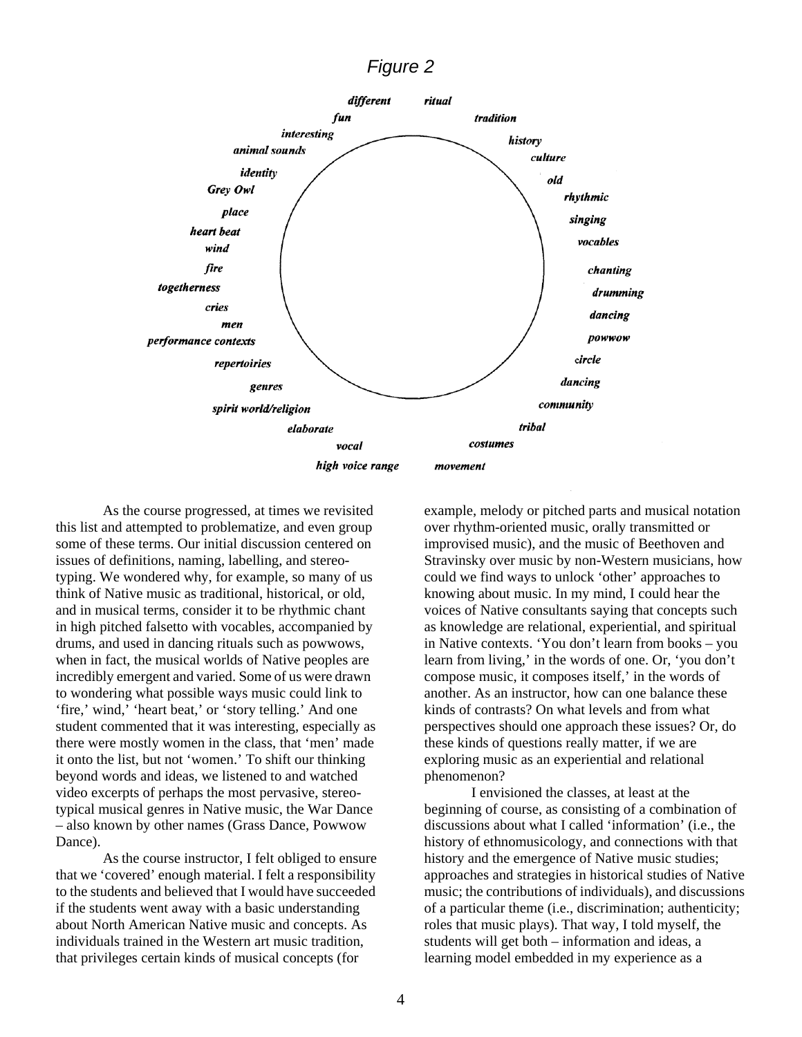*Figure 2*

*different* *ritual* *fun* *tradition* *interesting* *history* *animal sounds* *culture* *identity* *old* *Grey Owl* *rhythmic* *place* *singing* *heart beat* *vocables* *wind* *fire* *chanting* *togetherness* *drumming* *cries* *dancing* *men* *powwow* *performance contexts* *circle* *repertoiries* *dancing* *genres* *community* *spirit world/religion* *tribal* *elaborate* *costumes* *vocal* *high voice range* *movement*

As the course progressed, at times we revisited this list and attempted to problematize, and even group some of these terms. Our initial discussion centered on issues of definitions, naming, labelling, and stereotyping. We wondered why, for example, so many of us think of Native music as traditional, historical, or old, and in musical terms, consider it to be rhythmic chant in high pitched falsetto with vocables, accompanied by drums, and used in dancing rituals such as powwows, when in fact, the musical worlds of Native peoples are incredibly emergent and varied. Some of us were drawn to wondering what possible ways music could link to 'fire,' wind,' 'heart beat,' or 'story telling.' And one student commented that it was interesting, especially as there were mostly women in the class, that 'men' made it onto the list, but not 'women.' To shift our thinking beyond words and ideas, we listened to and watched video excerpts of perhaps the most pervasive, stereotypical musical genres in Native music, the War Dance – also known by other names (Grass Dance, Powwow Dance).

As the course instructor, I felt obliged to ensure that we 'covered' enough material. I felt a responsibility to the students and believed that I would have succeeded if the students went away with a basic understanding about North American Native music and concepts. As individuals trained in the Western art music tradition, that privileges certain kinds of musical concepts (for example, melody or pitched parts and musical notation over rhythm-oriented music, orally transmitted or improvised music), and the music of Beethoven and Stravinsky over music by non-Western musicians, how could we find ways to unlock 'other' approaches to knowing about music. In my mind, I could hear the voices of Native consultants saying that concepts such as knowledge are relational, experiential, and spiritual in Native contexts. 'You don't learn from books – you learn from living,' in the words of one. Or, 'you don't compose music, it composes itself,' in the words of another. As an instructor, how can one balance these kinds of contrasts? On what levels and from what perspectives should one approach these issues? Or, do these kinds of questions really matter, if we are exploring music as an experiential and relational phenomenon?

I envisioned the classes, at least at the beginning of course, as consisting of a combination of discussions about what I called 'information' (i.e., the history of ethnomusicology, and connections with that history and the emergence of Native music studies; approaches and strategies in historical studies of Native music; the contributions of individuals), and discussions of a particular theme (i.e., discrimination; authenticity; roles that music plays). That way, I told myself, the students will get both – information and ideas, a learning model embedded in my experience as a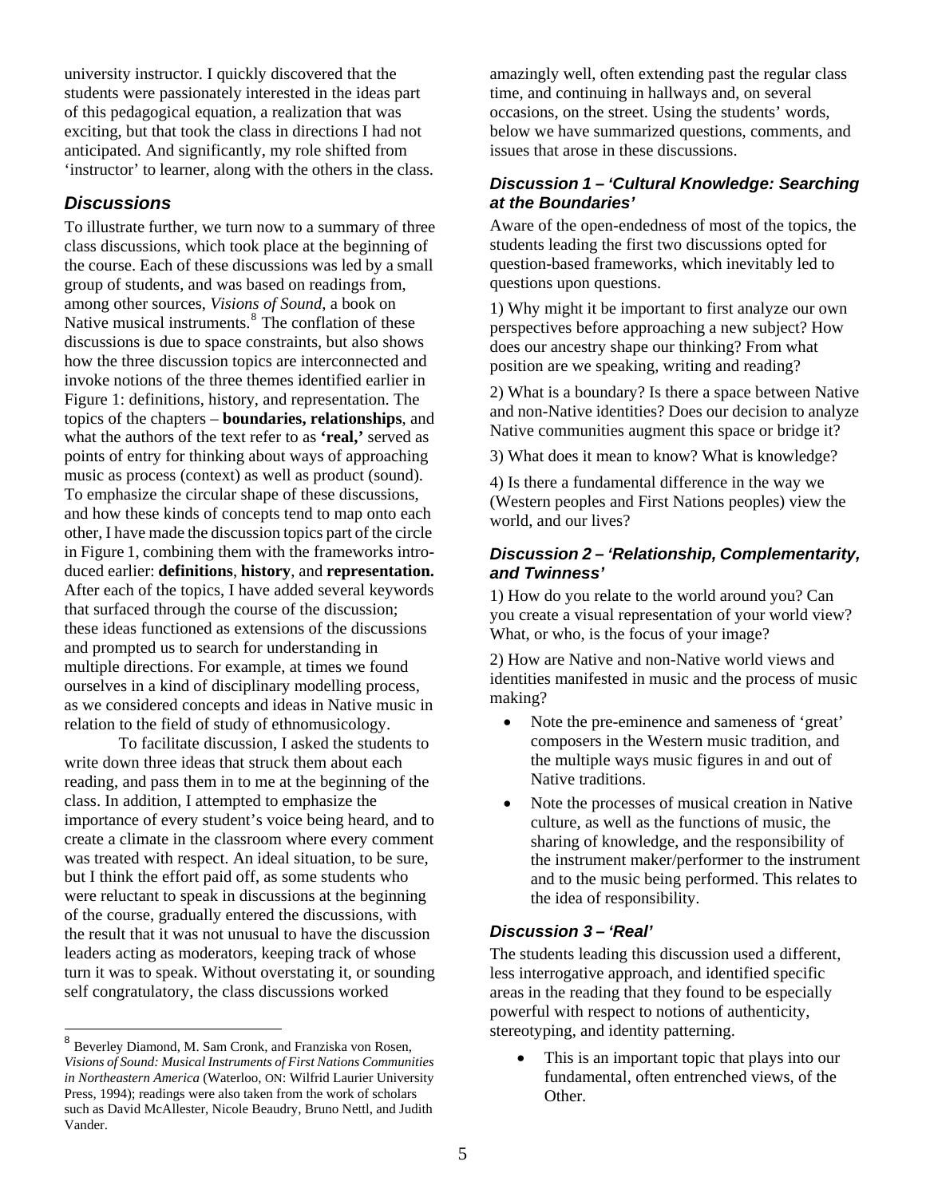university instructor. I quickly discovered that the students were passionately interested in the ideas part of this pedagogical equation, a realization that was exciting, but that took the class in directions I had not anticipated. And significantly, my role shifted from 'instructor' to learner, along with the others in the class.

## *Discussions*

To illustrate further, we turn now to a summary of three class discussions, which took place at the beginning of the course. Each of these discussions was led by a small group of students, and was based on readings from, among other sources, *Visions of Sound*, a book on Native musical instruments.[8] The conflation of these discussions is due to space constraints, but also shows how the three discussion topics are interconnected and invoke notions of the three themes identified earlier in Figure 1: definitions, history, and representation. The topics of the chapters – **boundaries, relationships**, and what the authors of the text refer to as **'real,'** served as points of entry for thinking about ways of approaching music as process (context) as well as product (sound). To emphasize the circular shape of these discussions, and how these kinds of concepts tend to map onto each other, I have made the discussion topics part of the circle in Figure 1, combining them with the frameworks introduced earlier: **definitions**, **history**, and **representation.** After each of the topics, I have added several keywords that surfaced through the course of the discussion; these ideas functioned as extensions of the discussions and prompted us to search for understanding in multiple directions. For example, at times we found ourselves in a kind of disciplinary modelling process, as we considered concepts and ideas in Native music in relation to the field of study of ethnomusicology.

To facilitate discussion, I asked the students to write down three ideas that struck them about each reading, and pass them in to me at the beginning of the class. In addition, I attempted to emphasize the importance of every student's voice being heard, and to create a climate in the classroom where every comment was treated with respect. An ideal situation, to be sure, but I think the effort paid off, as some students who were reluctant to speak in discussions at the beginning of the course, gradually entered the discussions, with the result that it was not unusual to have the discussion leaders acting as moderators, keeping track of whose turn it was to speak. Without overstating it, or sounding self congratulatory, the class discussions worked amazingly well, often extending past the regular class time, and continuing in hallways and, on several occasions, on the street. Using the students' words, below we have summarized questions, comments, and issues that arose in these discussions.

### *Discussion 1 – 'Cultural Knowledge: Searching at the Boundaries'*

Aware of the open-endedness of most of the topics, the students leading the first two discussions opted for question-based frameworks, which inevitably led to questions upon questions.

1) Why might it be important to first analyze our own perspectives before approaching a new subject? How does our ancestry shape our thinking? From what position are we speaking, writing and reading?

2) What is a boundary? Is there a space between Native and non-Native identities? Does our decision to analyze Native communities augment this space or bridge it?

3) What does it mean to know? What is knowledge?

4) Is there a fundamental difference in the way we (Western peoples and First Nations peoples) view the world, and our lives?

### *Discussion 2 – 'Relationship, Complementarity, and Twinness'*

1) How do you relate to the world around you? Can you create a visual representation of your world view? What, or who, is the focus of your image?

2) How are Native and non-Native world views and identities manifested in music and the process of music making?

- Note the pre-eminence and sameness of 'great' composers in the Western music tradition, and the multiple ways music figures in and out of Native traditions.
- Note the processes of musical creation in Native culture, as well as the functions of music, the sharing of knowledge, and the responsibility of the instrument maker/performer to the instrument and to the music being performed. This relates to the idea of responsibility.

### *Discussion 3 – 'Real'*

The students leading this discussion used a different, less interrogative approach, and identified specific areas in the reading that they found to be especially powerful with respect to notions of authenticity, stereotyping, and identity patterning.

- This is an important topic that plays into our fundamental, often entrenched views, of the Other.

---

[8] Beverley Diamond, M. Sam Cronk, and Franziska von Rosen, *Visions of Sound: Musical Instruments of First Nations Communities in Northeastern America* (Waterloo, ON: Wilfrid Laurier University Press, 1994); readings were also taken from the work of scholars such as David McAllester, Nicole Beaudry, Bruno Nettl, and Judith Vander.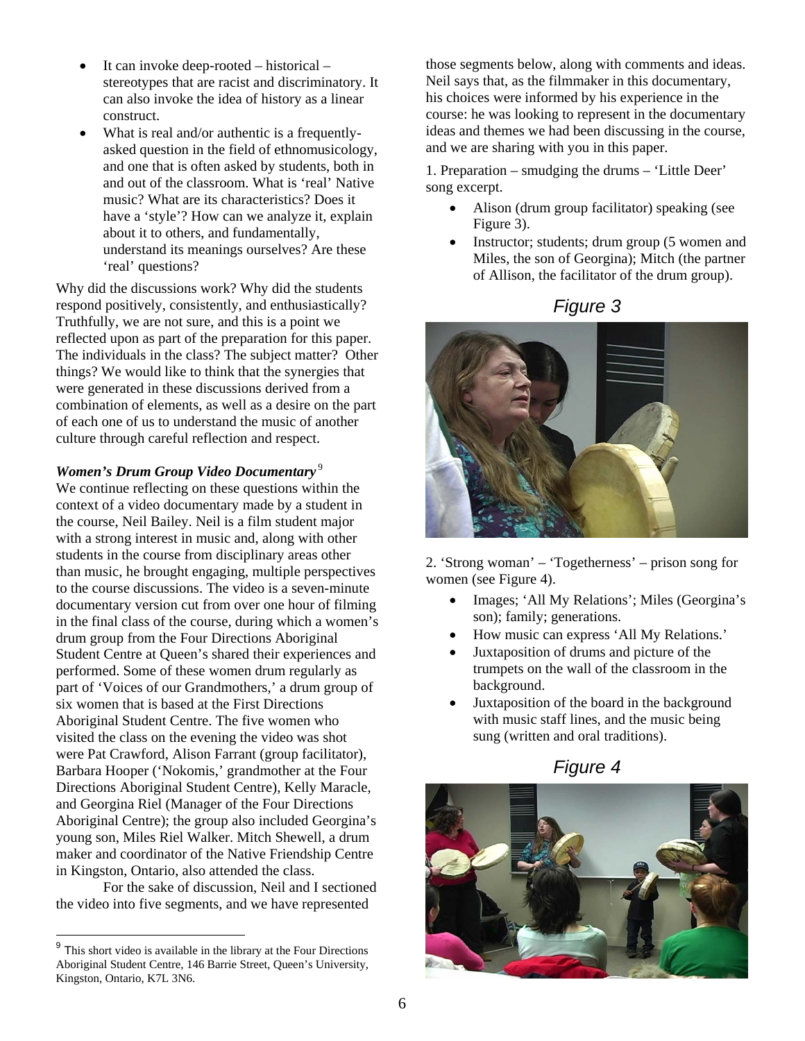- It can invoke deep-rooted – historical – stereotypes that are racist and discriminatory. It can also invoke the idea of history as a linear construct.
- What is real and/or authentic is a frequently-asked question in the field of ethnomusicology, and one that is often asked by students, both in and out of the classroom. What is 'real' Native music? What are its characteristics? Does it have a 'style'? How can we analyze it, explain about it to others, and fundamentally, understand its meanings ourselves? Are these 'real' questions?

Why did the discussions work? Why did the students respond positively, consistently, and enthusiastically? Truthfully, we are not sure, and this is a point we reflected upon as part of the preparation for this paper. The individuals in the class? The subject matter? Other things? We would like to think that the synergies that were generated in these discussions derived from a combination of elements, as well as a desire on the part of each one of us to understand the music of another culture through careful reflection and respect.

***Women's Drum Group Video Documentary***[9]

We continue reflecting on these questions within the context of a video documentary made by a student in the course, Neil Bailey. Neil is a film student major with a strong interest in music and, along with other students in the course from disciplinary areas other than music, he brought engaging, multiple perspectives to the course discussions. The video is a seven-minute documentary version cut from over one hour of filming in the final class of the course, during which a women's drum group from the Four Directions Aboriginal Student Centre at Queen's shared their experiences and performed. Some of these women drum regularly as part of 'Voices of our Grandmothers,' a drum group of six women that is based at the First Directions Aboriginal Student Centre. The five women who visited the class on the evening the video was shot were Pat Crawford, Alison Farrant (group facilitator), Barbara Hooper ('Nokomis,' grandmother at the Four Directions Aboriginal Student Centre), Kelly Maracle, and Georgina Riel (Manager of the Four Directions Aboriginal Centre); the group also included Georgina's young son, Miles Riel Walker. Mitch Shewell, a drum maker and coordinator of the Native Friendship Centre in Kingston, Ontario, also attended the class.

For the sake of discussion, Neil and I sectioned the video into five segments, and we have represented those segments below, along with comments and ideas. Neil says that, as the filmmaker in this documentary, his choices were informed by his experience in the course: he was looking to represent in the documentary ideas and themes we had been discussing in the course, and we are sharing with you in this paper.

1. Preparation – smudging the drums – 'Little Deer' song excerpt.

- Alison (drum group facilitator) speaking (see Figure 3).
- Instructor; students; drum group (5 women and Miles, the son of Georgina); Mitch (the partner of Allison, the facilitator of the drum group).

*Figure 3*

2. 'Strong woman' – 'Togetherness' – prison song for women (see Figure 4).

- Images; 'All My Relations'; Miles (Georgina's son); family; generations.
- How music can express 'All My Relations.'
- Juxtaposition of drums and picture of the trumpets on the wall of the classroom in the background.
- Juxtaposition of the board in the background with music staff lines, and the music being sung (written and oral traditions).

*Figure 4*

---

[9] This short video is available in the library at the Four Directions Aboriginal Student Centre, 146 Barrie Street, Queen's University, Kingston, Ontario, K7L 3N6.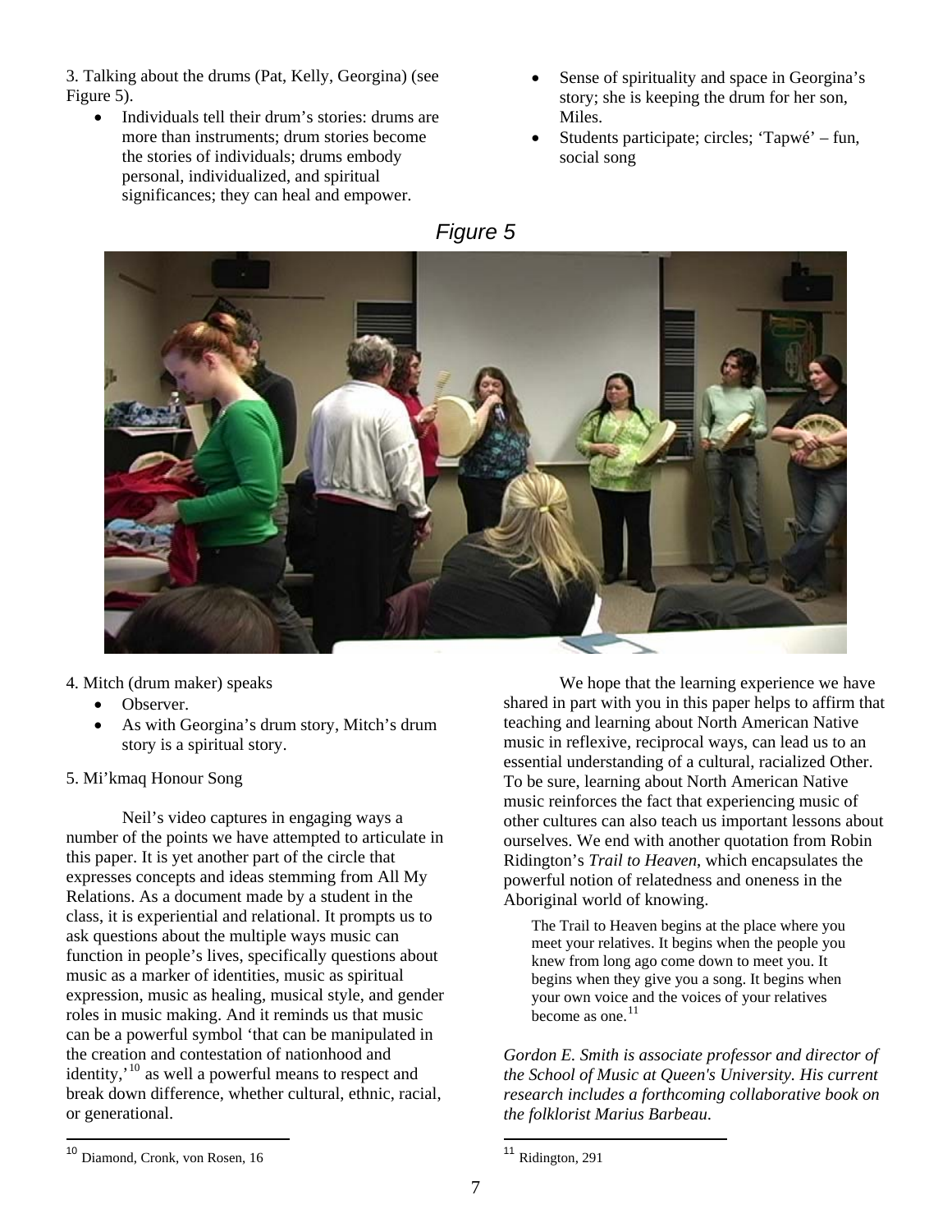3. Talking about the drums (Pat, Kelly, Georgina) (see Figure 5).

- Individuals tell their drum's stories: drums are more than instruments; drum stories become the stories of individuals; drums embody personal, individualized, and spiritual significances; they can heal and empower.
- Sense of spirituality and space in Georgina's story; she is keeping the drum for her son, Miles.
- Students participate; circles; 'Tapwé' – fun, social song

*Figure 5*

4. Mitch (drum maker) speaks

- Observer.
- As with Georgina's drum story, Mitch's drum story is a spiritual story.

5. Mi'kmaq Honour Song

Neil's video captures in engaging ways a number of the points we have attempted to articulate in this paper. It is yet another part of the circle that expresses concepts and ideas stemming from All My Relations. As a document made by a student in the class, it is experiential and relational. It prompts us to ask questions about the multiple ways music can function in people's lives, specifically questions about music as a marker of identities, music as spiritual expression, music as healing, musical style, and gender roles in music making. And it reminds us that music can be a powerful symbol 'that can be manipulated in the creation and contestation of nationhood and identity,'[10] as well a powerful means to respect and break down difference, whether cultural, ethnic, racial, or generational.

We hope that the learning experience we have shared in part with you in this paper helps to affirm that teaching and learning about North American Native music in reflexive, reciprocal ways, can lead us to an essential understanding of a cultural, racialized Other. To be sure, learning about North American Native music reinforces the fact that experiencing music of other cultures can also teach us important lessons about ourselves. We end with another quotation from Robin Ridington's *Trail to Heaven*, which encapsulates the powerful notion of relatedness and oneness in the Aboriginal world of knowing.

> The Trail to Heaven begins at the place where you meet your relatives. It begins when the people you knew from long ago come down to meet you. It begins when they give you a song. It begins when your own voice and the voices of your relatives become as one.[11]

*Gordon E. Smith is associate professor and director of the School of Music at Queen's University. His current research includes a forthcoming collaborative book on the folklorist Marius Barbeau.*

[10] Diamond, Cronk, von Rosen, 16

[11] Ridington, 291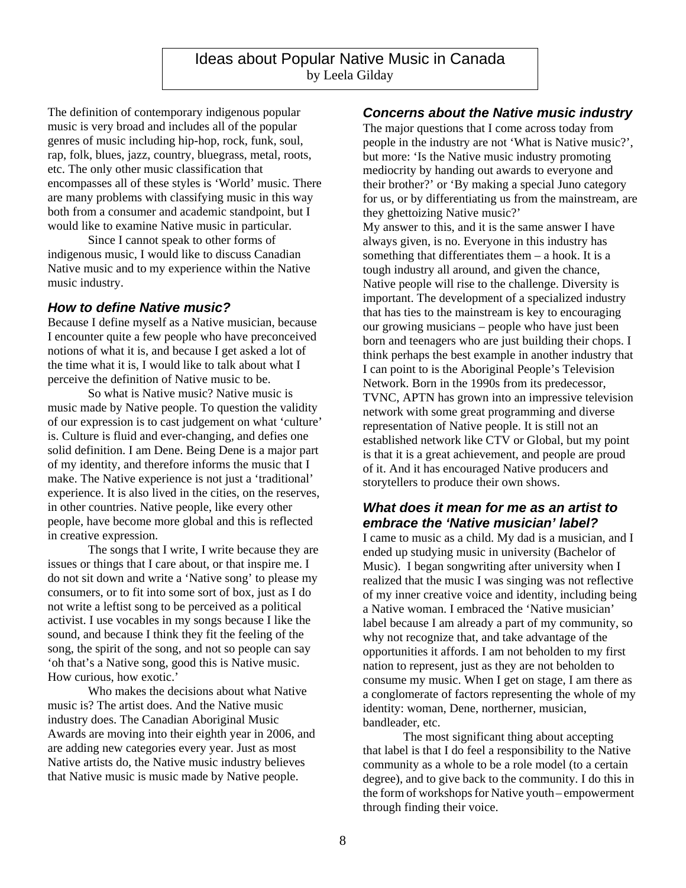# Ideas about Popular Native Music in Canada

by Leela Gilday

The definition of contemporary indigenous popular music is very broad and includes all of the popular genres of music including hip-hop, rock, funk, soul, rap, folk, blues, jazz, country, bluegrass, metal, roots, etc. The only other music classification that encompasses all of these styles is 'World' music. There are many problems with classifying music in this way both from a consumer and academic standpoint, but I would like to examine Native music in particular.

Since I cannot speak to other forms of indigenous music, I would like to discuss Canadian Native music and to my experience within the Native music industry.

### *How to define Native music?*

Because I define myself as a Native musician, because I encounter quite a few people who have preconceived notions of what it is, and because I get asked a lot of the time what it is, I would like to talk about what I perceive the definition of Native music to be.

So what is Native music? Native music is music made by Native people. To question the validity of our expression is to cast judgement on what 'culture' is. Culture is fluid and ever-changing, and defies one solid definition. I am Dene. Being Dene is a major part of my identity, and therefore informs the music that I make. The Native experience is not just a 'traditional' experience. It is also lived in the cities, on the reserves, in other countries. Native people, like every other people, have become more global and this is reflected in creative expression.

The songs that I write, I write because they are issues or things that I care about, or that inspire me. I do not sit down and write a 'Native song' to please my consumers, or to fit into some sort of box, just as I do not write a leftist song to be perceived as a political activist. I use vocables in my songs because I like the sound, and because I think they fit the feeling of the song, the spirit of the song, and not so people can say 'oh that's a Native song, good this is Native music. How curious, how exotic.'

Who makes the decisions about what Native music is? The artist does. And the Native music industry does. The Canadian Aboriginal Music Awards are moving into their eighth year in 2006, and are adding new categories every year. Just as most Native artists do, the Native music industry believes that Native music is music made by Native people.

### *Concerns about the Native music industry*

The major questions that I come across today from people in the industry are not 'What is Native music?', but more: 'Is the Native music industry promoting mediocrity by handing out awards to everyone and their brother?' or 'By making a special Juno category for us, or by differentiating us from the mainstream, are they ghettoizing Native music?'

My answer to this, and it is the same answer I have always given, is no. Everyone in this industry has something that differentiates them – a hook. It is a tough industry all around, and given the chance, Native people will rise to the challenge. Diversity is important. The development of a specialized industry that has ties to the mainstream is key to encouraging our growing musicians – people who have just been born and teenagers who are just building their chops. I think perhaps the best example in another industry that I can point to is the Aboriginal People's Television Network. Born in the 1990s from its predecessor, TVNC, APTN has grown into an impressive television network with some great programming and diverse representation of Native people. It is still not an established network like CTV or Global, but my point is that it is a great achievement, and people are proud of it. And it has encouraged Native producers and storytellers to produce their own shows.

### *What does it mean for me as an artist to embrace the 'Native musician' label?*

I came to music as a child. My dad is a musician, and I ended up studying music in university (Bachelor of Music). I began songwriting after university when I realized that the music I was singing was not reflective of my inner creative voice and identity, including being a Native woman. I embraced the 'Native musician' label because I am already a part of my community, so why not recognize that, and take advantage of the opportunities it affords. I am not beholden to my first nation to represent, just as they are not beholden to consume my music. When I get on stage, I am there as a conglomerate of factors representing the whole of my identity: woman, Dene, northerner, musician, bandleader, etc.

The most significant thing about accepting that label is that I do feel a responsibility to the Native community as a whole to be a role model (to a certain degree), and to give back to the community. I do this in the form of workshops for Native youth – empowerment through finding their voice.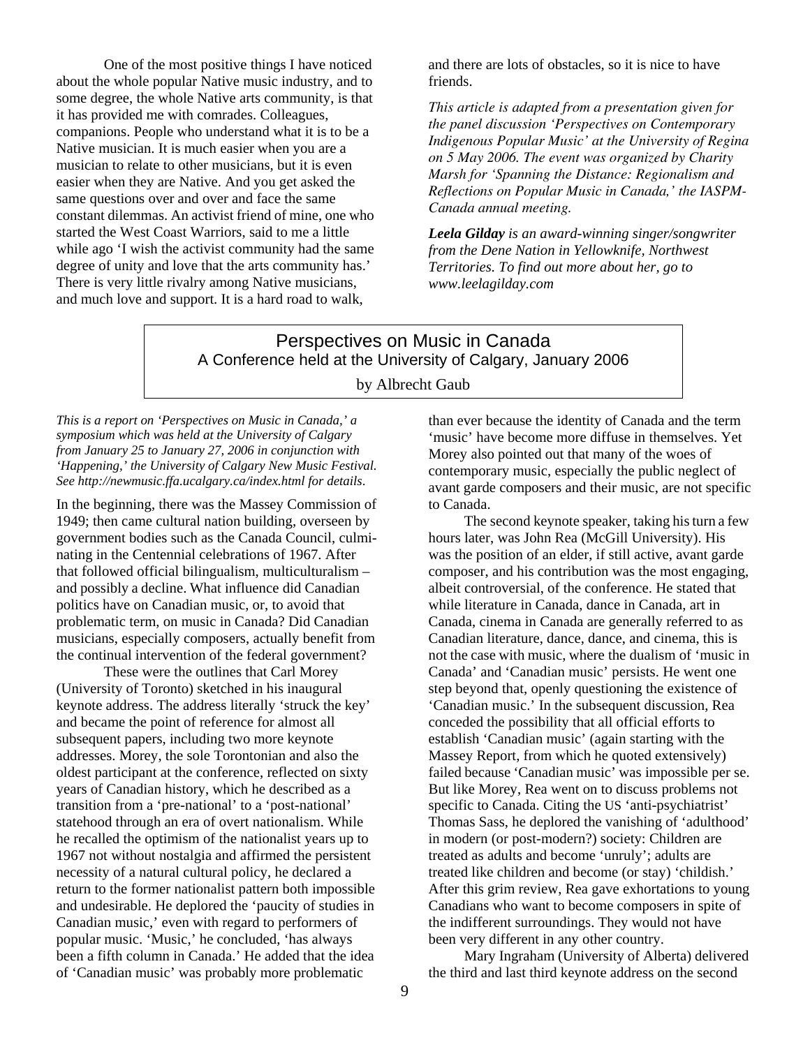One of the most positive things I have noticed about the whole popular Native music industry, and to some degree, the whole Native arts community, is that it has provided me with comrades. Colleagues, companions. People who understand what it is to be a Native musician. It is much easier when you are a musician to relate to other musicians, but it is even easier when they are Native. And you get asked the same questions over and over and face the same constant dilemmas. An activist friend of mine, one who started the West Coast Warriors, said to me a little while ago 'I wish the activist community had the same degree of unity and love that the arts community has.' There is very little rivalry among Native musicians, and much love and support. It is a hard road to walk, and there are lots of obstacles, so it is nice to have friends.

*This article is adapted from a presentation given for the panel discussion 'Perspectives on Contemporary Indigenous Popular Music' at the University of Regina on 5 May 2006. The event was organized by Charity Marsh for 'Spanning the Distance: Regionalism and Reflections on Popular Music in Canada,' the IASPM-Canada annual meeting.*

***Leela Gilday** is an award-winning singer/songwriter from the Dene Nation in Yellowknife, Northwest Territories. To find out more about her, go to www.leelagilday.com*

## Perspectives on Music in Canada

### A Conference held at the University of Calgary, January 2006

by Albrecht Gaub

*This is a report on 'Perspectives on Music in Canada,' a symposium which was held at the University of Calgary from January 25 to January 27, 2006 in conjunction with 'Happening,' the University of Calgary New Music Festival. See http://newmusic.ffa.ucalgary.ca/index.html for details.*

In the beginning, there was the Massey Commission of 1949; then came cultural nation building, overseen by government bodies such as the Canada Council, culminating in the Centennial celebrations of 1967. After that followed official bilingualism, multiculturalism – and possibly a decline. What influence did Canadian politics have on Canadian music, or, to avoid that problematic term, on music in Canada? Did Canadian musicians, especially composers, actually benefit from the continual intervention of the federal government?

These were the outlines that Carl Morey (University of Toronto) sketched in his inaugural keynote address. The address literally 'struck the key' and became the point of reference for almost all subsequent papers, including two more keynote addresses. Morey, the sole Torontonian and also the oldest participant at the conference, reflected on sixty years of Canadian history, which he described as a transition from a 'pre-national' to a 'post-national' statehood through an era of overt nationalism. While he recalled the optimism of the nationalist years up to 1967 not without nostalgia and affirmed the persistent necessity of a natural cultural policy, he declared a return to the former nationalist pattern both impossible and undesirable. He deplored the 'paucity of studies in Canadian music,' even with regard to performers of popular music. 'Music,' he concluded, 'has always been a fifth column in Canada.' He added that the idea of 'Canadian music' was probably more problematic than ever because the identity of Canada and the term 'music' have become more diffuse in themselves. Yet Morey also pointed out that many of the woes of contemporary music, especially the public neglect of avant garde composers and their music, are not specific to Canada.

The second keynote speaker, taking his turn a few hours later, was John Rea (McGill University). His was the position of an elder, if still active, avant garde composer, and his contribution was the most engaging, albeit controversial, of the conference. He stated that while literature in Canada, dance in Canada, art in Canada, cinema in Canada are generally referred to as Canadian literature, dance, dance, and cinema, this is not the case with music, where the dualism of 'music in Canada' and 'Canadian music' persists. He went one step beyond that, openly questioning the existence of 'Canadian music.' In the subsequent discussion, Rea conceded the possibility that all official efforts to establish 'Canadian music' (again starting with the Massey Report, from which he quoted extensively) failed because 'Canadian music' was impossible per se. But like Morey, Rea went on to discuss problems not specific to Canada. Citing the US 'anti-psychiatrist' Thomas Sass, he deplored the vanishing of 'adulthood' in modern (or post-modern?) society: Children are treated as adults and become 'unruly'; adults are treated like children and become (or stay) 'childish.' After this grim review, Rea gave exhortations to young Canadians who want to become composers in spite of the indifferent surroundings. They would not have been very different in any other country.

Mary Ingraham (University of Alberta) delivered the third and last third keynote address on the second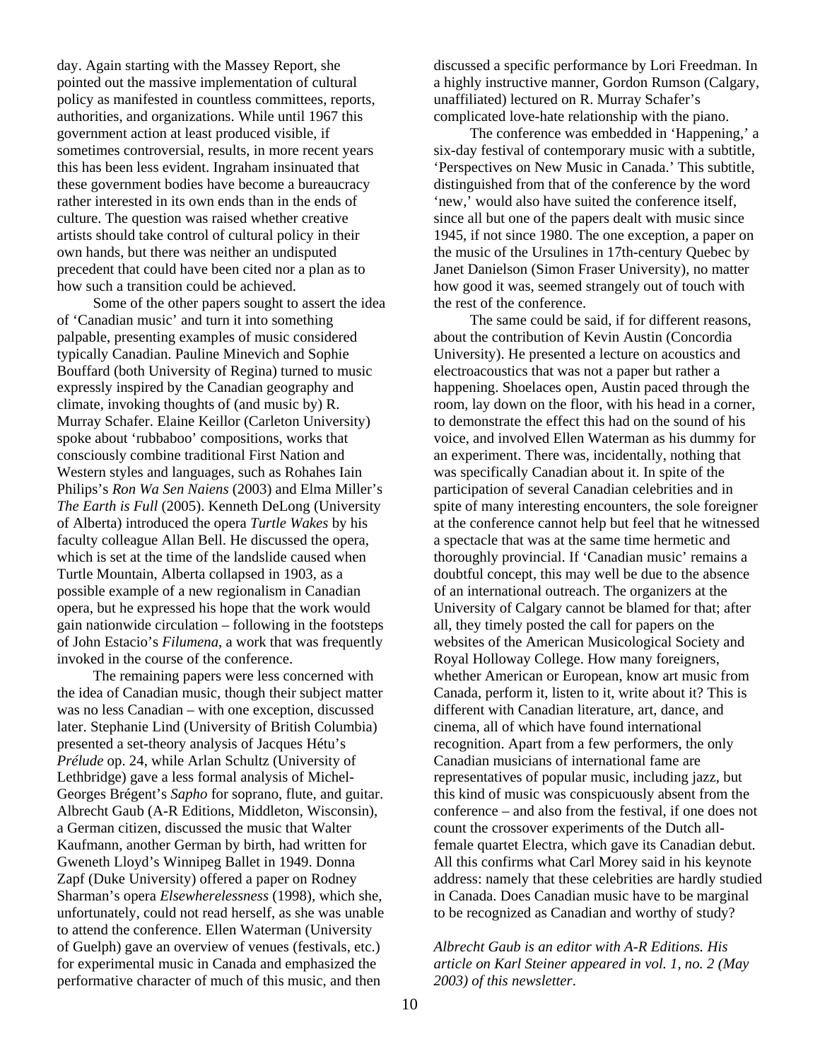day. Again starting with the Massey Report, she pointed out the massive implementation of cultural policy as manifested in countless committees, reports, authorities, and organizations. While until 1967 this government action at least produced visible, if sometimes controversial, results, in more recent years this has been less evident. Ingraham insinuated that these government bodies have become a bureaucracy rather interested in its own ends than in the ends of culture. The question was raised whether creative artists should take control of cultural policy in their own hands, but there was neither an undisputed precedent that could have been cited nor a plan as to how such a transition could be achieved.

Some of the other papers sought to assert the idea of 'Canadian music' and turn it into something palpable, presenting examples of music considered typically Canadian. Pauline Minevich and Sophie Bouffard (both University of Regina) turned to music expressly inspired by the Canadian geography and climate, invoking thoughts of (and music by) R. Murray Schafer. Elaine Keillor (Carleton University) spoke about 'rubbaboo' compositions, works that consciously combine traditional First Nation and Western styles and languages, such as Rohahes Iain Philips's *Ron Wa Sen Naiens* (2003) and Elma Miller's *The Earth is Full* (2005). Kenneth DeLong (University of Alberta) introduced the opera *Turtle Wakes* by his faculty colleague Allan Bell. He discussed the opera, which is set at the time of the landslide caused when Turtle Mountain, Alberta collapsed in 1903, as a possible example of a new regionalism in Canadian opera, but he expressed his hope that the work would gain nationwide circulation – following in the footsteps of John Estacio's *Filumena*, a work that was frequently invoked in the course of the conference.

The remaining papers were less concerned with the idea of Canadian music, though their subject matter was no less Canadian – with one exception, discussed later. Stephanie Lind (University of British Columbia) presented a set-theory analysis of Jacques Hétu's *Prélude* op. 24, while Arlan Schultz (University of Lethbridge) gave a less formal analysis of Michel-Georges Brégent's *Sapho* for soprano, flute, and guitar. Albrecht Gaub (A-R Editions, Middleton, Wisconsin), a German citizen, discussed the music that Walter Kaufmann, another German by birth, had written for Gweneth Lloyd's Winnipeg Ballet in 1949. Donna Zapf (Duke University) offered a paper on Rodney Sharman's opera *Elsewherelessness* (1998), which she, unfortunately, could not read herself, as she was unable to attend the conference. Ellen Waterman (University of Guelph) gave an overview of venues (festivals, etc.) for experimental music in Canada and emphasized the performative character of much of this music, and then discussed a specific performance by Lori Freedman. In a highly instructive manner, Gordon Rumson (Calgary, unaffiliated) lectured on R. Murray Schafer's complicated love-hate relationship with the piano.

The conference was embedded in 'Happening,' a six-day festival of contemporary music with a subtitle, 'Perspectives on New Music in Canada.' This subtitle, distinguished from that of the conference by the word 'new,' would also have suited the conference itself, since all but one of the papers dealt with music since 1945, if not since 1980. The one exception, a paper on the music of the Ursulines in 17th-century Quebec by Janet Danielson (Simon Fraser University), no matter how good it was, seemed strangely out of touch with the rest of the conference.

The same could be said, if for different reasons, about the contribution of Kevin Austin (Concordia University). He presented a lecture on acoustics and electroacoustics that was not a paper but rather a happening. Shoelaces open, Austin paced through the room, lay down on the floor, with his head in a corner, to demonstrate the effect this had on the sound of his voice, and involved Ellen Waterman as his dummy for an experiment. There was, incidentally, nothing that was specifically Canadian about it. In spite of the participation of several Canadian celebrities and in spite of many interesting encounters, the sole foreigner at the conference cannot help but feel that he witnessed a spectacle that was at the same time hermetic and thoroughly provincial. If 'Canadian music' remains a doubtful concept, this may well be due to the absence of an international outreach. The organizers at the University of Calgary cannot be blamed for that; after all, they timely posted the call for papers on the websites of the American Musicological Society and Royal Holloway College. How many foreigners, whether American or European, know art music from Canada, perform it, listen to it, write about it? This is different with Canadian literature, art, dance, and cinema, all of which have found international recognition. Apart from a few performers, the only Canadian musicians of international fame are representatives of popular music, including jazz, but this kind of music was conspicuously absent from the conference – and also from the festival, if one does not count the crossover experiments of the Dutch all-female quartet Electra, which gave its Canadian debut. All this confirms what Carl Morey said in his keynote address: namely that these celebrities are hardly studied in Canada. Does Canadian music have to be marginal to be recognized as Canadian and worthy of study?

*Albrecht Gaub is an editor with A-R Editions. His article on Karl Steiner appeared in vol. 1, no. 2 (May 2003) of this newsletter.*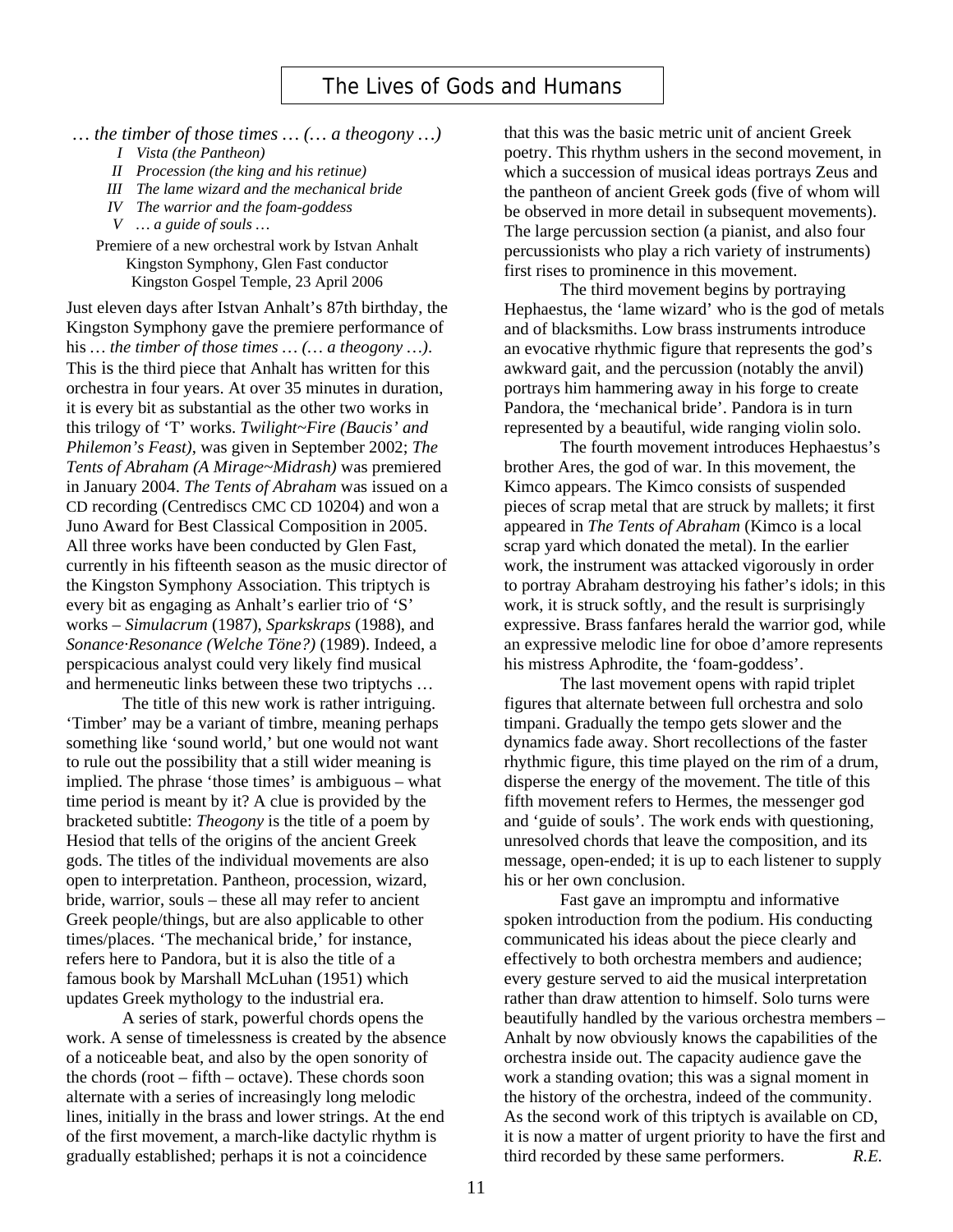# The Lives of Gods and Humans

*… the timber of those times … (… a theogony …)*

*I Vista (the Pantheon)*
*II Procession (the king and his retinue)*
*III The lame wizard and the mechanical bride*
*IV The warrior and the foam-goddess*
*V … a guide of souls …*

Premiere of a new orchestral work by Istvan Anhalt
Kingston Symphony, Glen Fast conductor
Kingston Gospel Temple, 23 April 2006

Just eleven days after Istvan Anhalt's 87th birthday, the Kingston Symphony gave the premiere performance of his *… the timber of those times … (… a theogony …)*. This is the third piece that Anhalt has written for this orchestra in four years. At over 35 minutes in duration, it is every bit as substantial as the other two works in this trilogy of 'T' works. *Twilight~Fire (Baucis' and Philemon's Feast)*, was given in September 2002; *The Tents of Abraham (A Mirage~Midrash)* was premiered in January 2004. *The Tents of Abraham* was issued on a CD recording (Centrediscs CMC CD 10204) and won a Juno Award for Best Classical Composition in 2005. All three works have been conducted by Glen Fast, currently in his fifteenth season as the music director of the Kingston Symphony Association. This triptych is every bit as engaging as Anhalt's earlier trio of 'S' works – *Simulacrum* (1987), *Sparkskraps* (1988), and *Sonance·Resonance (Welche Töne?)* (1989). Indeed, a perspicacious analyst could very likely find musical and hermeneutic links between these two triptychs …

The title of this new work is rather intriguing. 'Timber' may be a variant of timbre, meaning perhaps something like 'sound world,' but one would not want to rule out the possibility that a still wider meaning is implied. The phrase 'those times' is ambiguous – what time period is meant by it? A clue is provided by the bracketed subtitle: *Theogony* is the title of a poem by Hesiod that tells of the origins of the ancient Greek gods. The titles of the individual movements are also open to interpretation. Pantheon, procession, wizard, bride, warrior, souls – these all may refer to ancient Greek people/things, but are also applicable to other times/places. 'The mechanical bride,' for instance, refers here to Pandora, but it is also the title of a famous book by Marshall McLuhan (1951) which updates Greek mythology to the industrial era.

A series of stark, powerful chords opens the work. A sense of timelessness is created by the absence of a noticeable beat, and also by the open sonority of the chords (root – fifth – octave). These chords soon alternate with a series of increasingly long melodic lines, initially in the brass and lower strings. At the end of the first movement, a march-like dactylic rhythm is gradually established; perhaps it is not a coincidence that this was the basic metric unit of ancient Greek poetry. This rhythm ushers in the second movement, in which a succession of musical ideas portrays Zeus and the pantheon of ancient Greek gods (five of whom will be observed in more detail in subsequent movements). The large percussion section (a pianist, and also four percussionists who play a rich variety of instruments) first rises to prominence in this movement.

The third movement begins by portraying Hephaestus, the 'lame wizard' who is the god of metals and of blacksmiths. Low brass instruments introduce an evocative rhythmic figure that represents the god's awkward gait, and the percussion (notably the anvil) portrays him hammering away in his forge to create Pandora, the 'mechanical bride'. Pandora is in turn represented by a beautiful, wide ranging violin solo.

The fourth movement introduces Hephaestus's brother Ares, the god of war. In this movement, the Kimco appears. The Kimco consists of suspended pieces of scrap metal that are struck by mallets; it first appeared in *The Tents of Abraham* (Kimco is a local scrap yard which donated the metal). In the earlier work, the instrument was attacked vigorously in order to portray Abraham destroying his father's idols; in this work, it is struck softly, and the result is surprisingly expressive. Brass fanfares herald the warrior god, while an expressive melodic line for oboe d'amore represents his mistress Aphrodite, the 'foam-goddess'.

The last movement opens with rapid triplet figures that alternate between full orchestra and solo timpani. Gradually the tempo gets slower and the dynamics fade away. Short recollections of the faster rhythmic figure, this time played on the rim of a drum, disperse the energy of the movement. The title of this fifth movement refers to Hermes, the messenger god and 'guide of souls'. The work ends with questioning, unresolved chords that leave the composition, and its message, open-ended; it is up to each listener to supply his or her own conclusion.

Fast gave an impromptu and informative spoken introduction from the podium. His conducting communicated his ideas about the piece clearly and effectively to both orchestra members and audience; every gesture served to aid the musical interpretation rather than draw attention to himself. Solo turns were beautifully handled by the various orchestra members – Anhalt by now obviously knows the capabilities of the orchestra inside out. The capacity audience gave the work a standing ovation; this was a signal moment in the history of the orchestra, indeed of the community. As the second work of this triptych is available on CD, it is now a matter of urgent priority to have the first and third recorded by these same performers. *R.E.*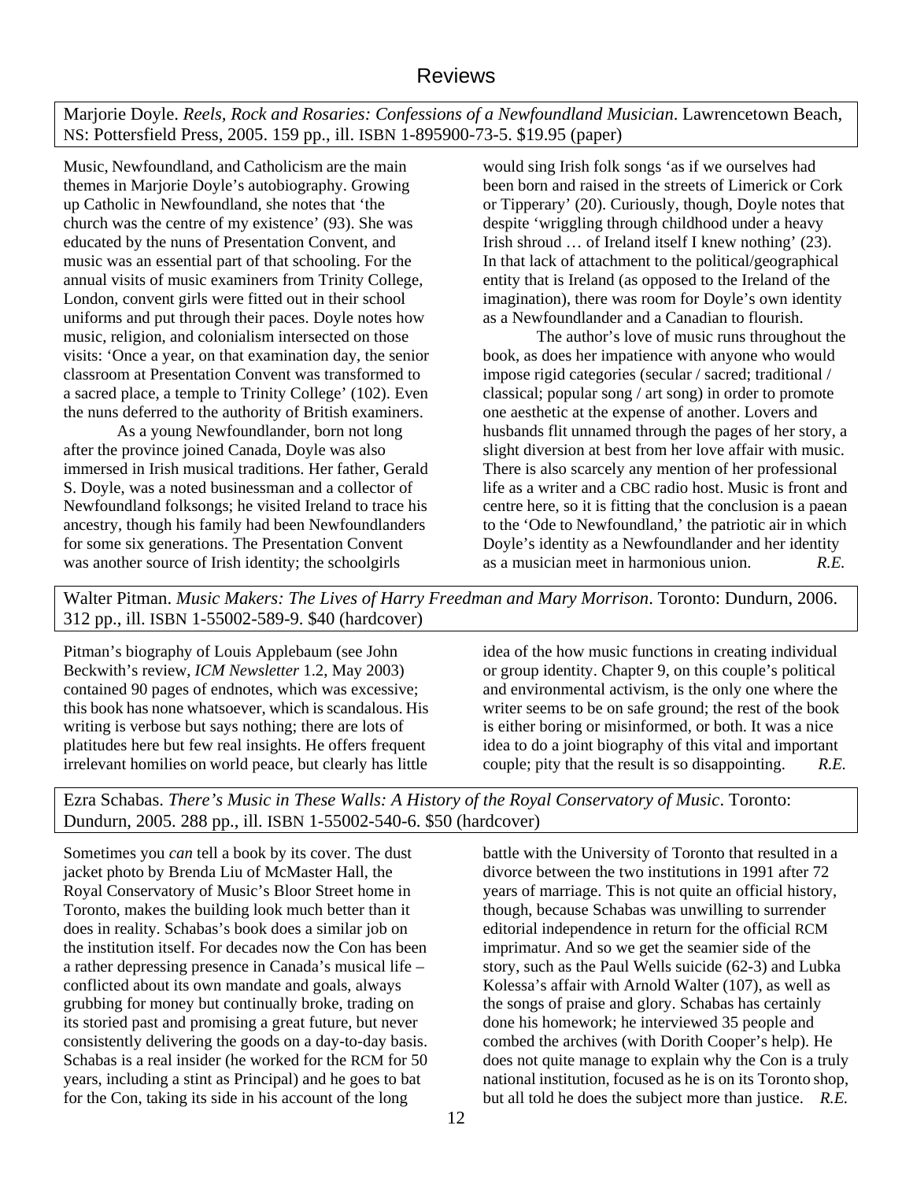# Reviews

Marjorie Doyle. *Reels, Rock and Rosaries: Confessions of a Newfoundland Musician*. Lawrencetown Beach, NS: Pottersfield Press, 2005. 159 pp., ill. ISBN 1-895900-73-5. $19.95 (paper)

Music, Newfoundland, and Catholicism are the main themes in Marjorie Doyle's autobiography. Growing up Catholic in Newfoundland, she notes that 'the church was the centre of my existence' (93). She was educated by the nuns of Presentation Convent, and music was an essential part of that schooling. For the annual visits of music examiners from Trinity College, London, convent girls were fitted out in their school uniforms and put through their paces. Doyle notes how music, religion, and colonialism intersected on those visits: 'Once a year, on that examination day, the senior classroom at Presentation Convent was transformed to a sacred place, a temple to Trinity College' (102). Even the nuns deferred to the authority of British examiners.

As a young Newfoundlander, born not long after the province joined Canada, Doyle was also immersed in Irish musical traditions. Her father, Gerald S. Doyle, was a noted businessman and a collector of Newfoundland folksongs; he visited Ireland to trace his ancestry, though his family had been Newfoundlanders for some six generations. The Presentation Convent was another source of Irish identity; the schoolgirls would sing Irish folk songs 'as if we ourselves had been born and raised in the streets of Limerick or Cork or Tipperary' (20). Curiously, though, Doyle notes that despite 'wriggling through childhood under a heavy Irish shroud … of Ireland itself I knew nothing' (23). In that lack of attachment to the political/geographical entity that is Ireland (as opposed to the Ireland of the imagination), there was room for Doyle's own identity as a Newfoundlander and a Canadian to flourish.

The author's love of music runs throughout the book, as does her impatience with anyone who would impose rigid categories (secular / sacred; traditional / classical; popular song / art song) in order to promote one aesthetic at the expense of another. Lovers and husbands flit unnamed through the pages of her story, a slight diversion at best from her love affair with music. There is also scarcely any mention of her professional life as a writer and a CBC radio host. Music is front and centre here, so it is fitting that the conclusion is a paean to the 'Ode to Newfoundland,' the patriotic air in which Doyle's identity as a Newfoundlander and her identity as a musician meet in harmonious union. *R.E.*

Walter Pitman. *Music Makers: The Lives of Harry Freedman and Mary Morrison*. Toronto: Dundurn, 2006. 312 pp., ill. ISBN 1-55002-589-9. $40 (hardcover)

Pitman's biography of Louis Applebaum (see John Beckwith's review, *ICM Newsletter* 1.2, May 2003) contained 90 pages of endnotes, which was excessive; this book has none whatsoever, which is scandalous. His writing is verbose but says nothing; there are lots of platitudes here but few real insights. He offers frequent irrelevant homilies on world peace, but clearly has little idea of the how music functions in creating individual or group identity. Chapter 9, on this couple's political and environmental activism, is the only one where the writer seems to be on safe ground; the rest of the book is either boring or misinformed, or both. It was a nice idea to do a joint biography of this vital and important couple; pity that the result is so disappointing. *R.E.*

Ezra Schabas. *There's Music in These Walls: A History of the Royal Conservatory of Music*. Toronto: Dundurn, 2005. 288 pp., ill. ISBN 1-55002-540-6. $50 (hardcover)

Sometimes you *can* tell a book by its cover. The dust jacket photo by Brenda Liu of McMaster Hall, the Royal Conservatory of Music's Bloor Street home in Toronto, makes the building look much better than it does in reality. Schabas's book does a similar job on the institution itself. For decades now the Con has been a rather depressing presence in Canada's musical life – conflicted about its own mandate and goals, always grubbing for money but continually broke, trading on its storied past and promising a great future, but never consistently delivering the goods on a day-to-day basis. Schabas is a real insider (he worked for the RCM for 50 years, including a stint as Principal) and he goes to bat for the Con, taking its side in his account of the long battle with the University of Toronto that resulted in a divorce between the two institutions in 1991 after 72 years of marriage. This is not quite an official history, though, because Schabas was unwilling to surrender editorial independence in return for the official RCM imprimatur. And so we get the seamier side of the story, such as the Paul Wells suicide (62-3) and Lubka Kolessa's affair with Arnold Walter (107), as well as the songs of praise and glory. Schabas has certainly done his homework; he interviewed 35 people and combed the archives (with Dorith Cooper's help). He does not quite manage to explain why the Con is a truly national institution, focused as he is on its Toronto shop, but all told he does the subject more than justice. *R.E.*